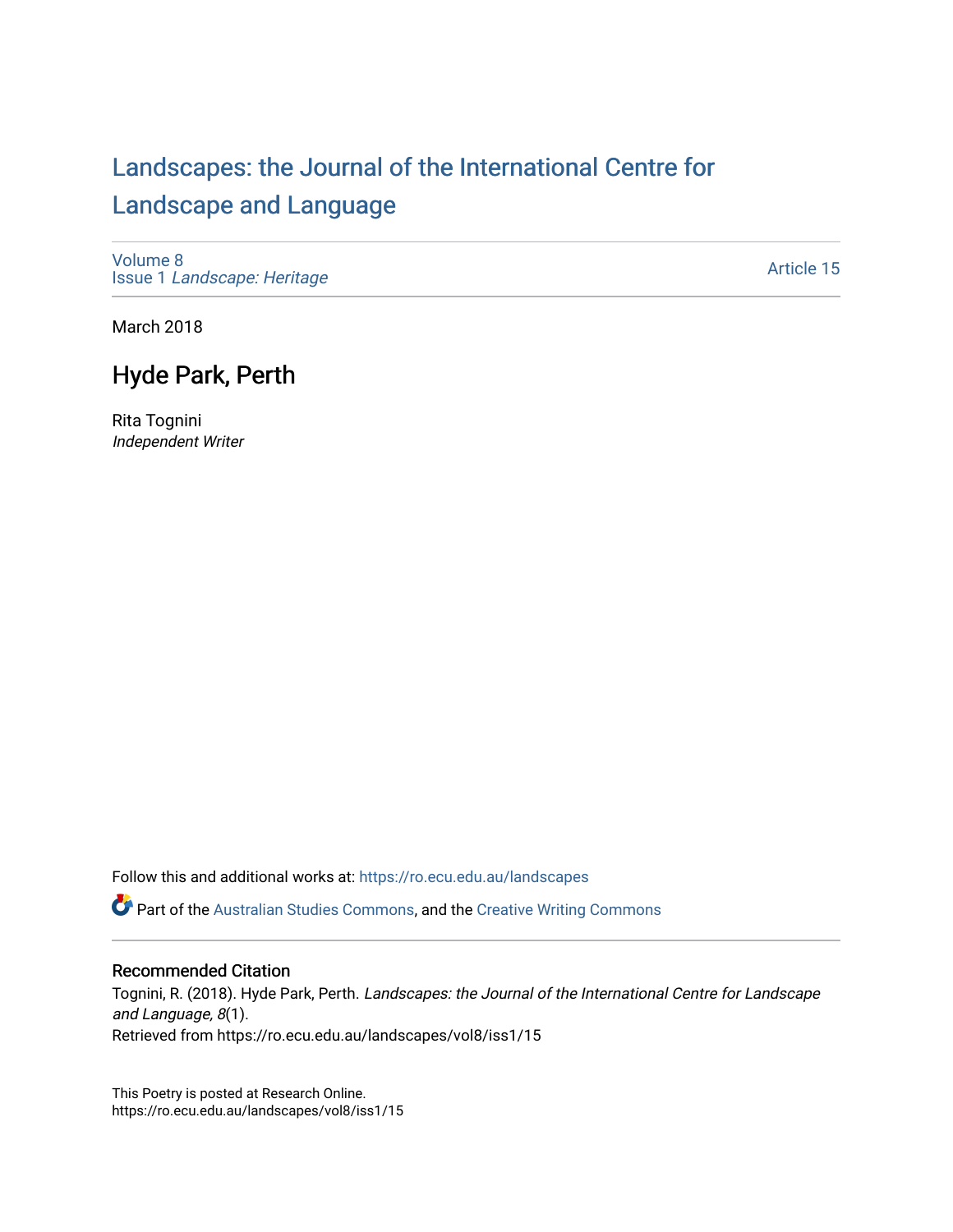# Landscapes: the Journal of the International Centre for Landscape and Language

Volume 8
Issue 1 *Landscape: Heritage*

Article 15

March 2018

## Hyde Park, Perth

Rita Tognini
*Independent Writer*

Follow this and additional works at: https://ro.ecu.edu.au/landscapes

Part of the Australian Studies Commons, and the Creative Writing Commons

### Recommended Citation

Tognini, R. (2018). Hyde Park, Perth. *Landscapes: the Journal of the International Centre for Landscape and Language, 8*(1).
Retrieved from https://ro.ecu.edu.au/landscapes/vol8/iss1/15

This Poetry is posted at Research Online.
https://ro.ecu.edu.au/landscapes/vol8/iss1/15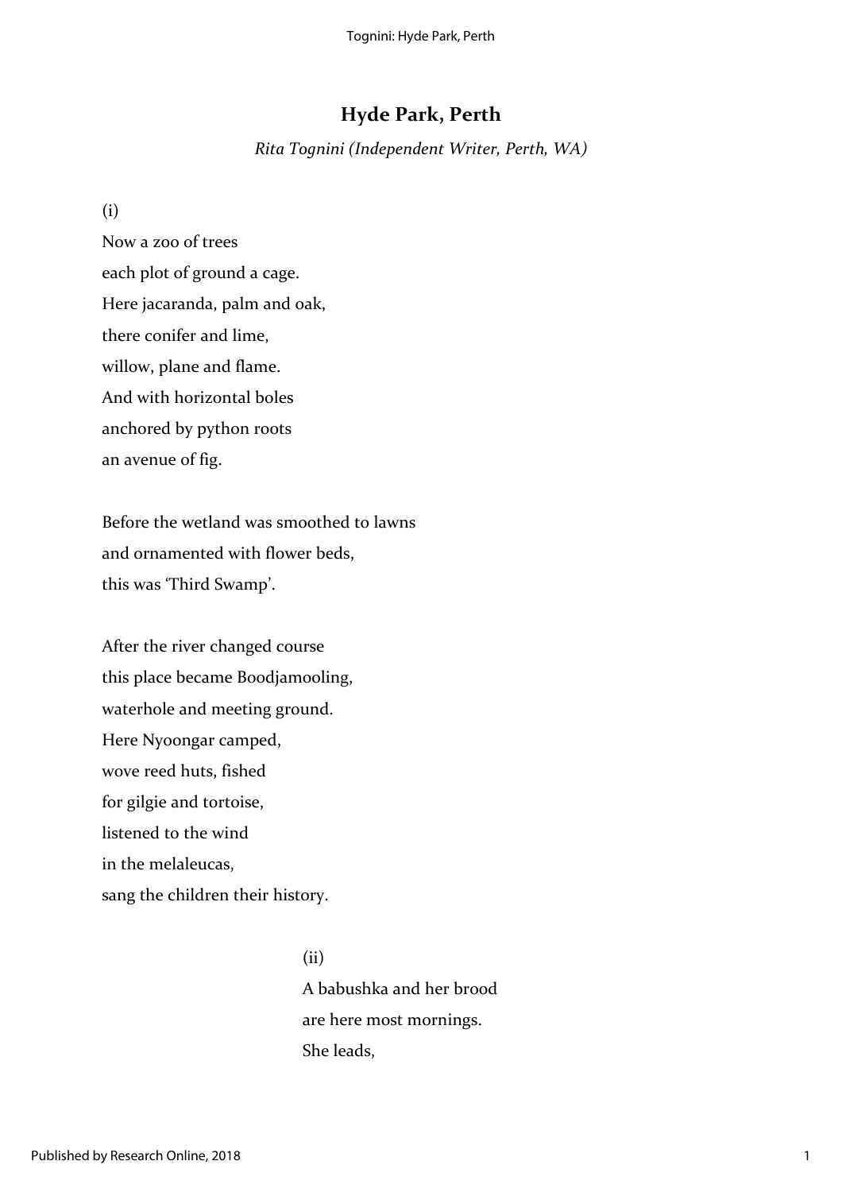# Hyde Park, Perth

*Rita Tognini (Independent Writer, Perth, WA)*

(i)

Now a zoo of trees  
each plot of ground a cage.  
Here jacaranda, palm and oak,  
there conifer and lime,  
willow, plane and flame.  
And with horizontal boles  
anchored by python roots  
an avenue of fig.

Before the wetland was smoothed to lawns  
and ornamented with flower beds,  
this was 'Third Swamp'.

After the river changed course  
this place became Boodjamooling,  
waterhole and meeting ground.  
Here Nyoongar camped,  
wove reed huts, fished  
for gilgie and tortoise,  
listened to the wind  
in the melaleucas,  
sang the children their history.

(ii)

A babushka and her brood  
are here most mornings.  
She leads,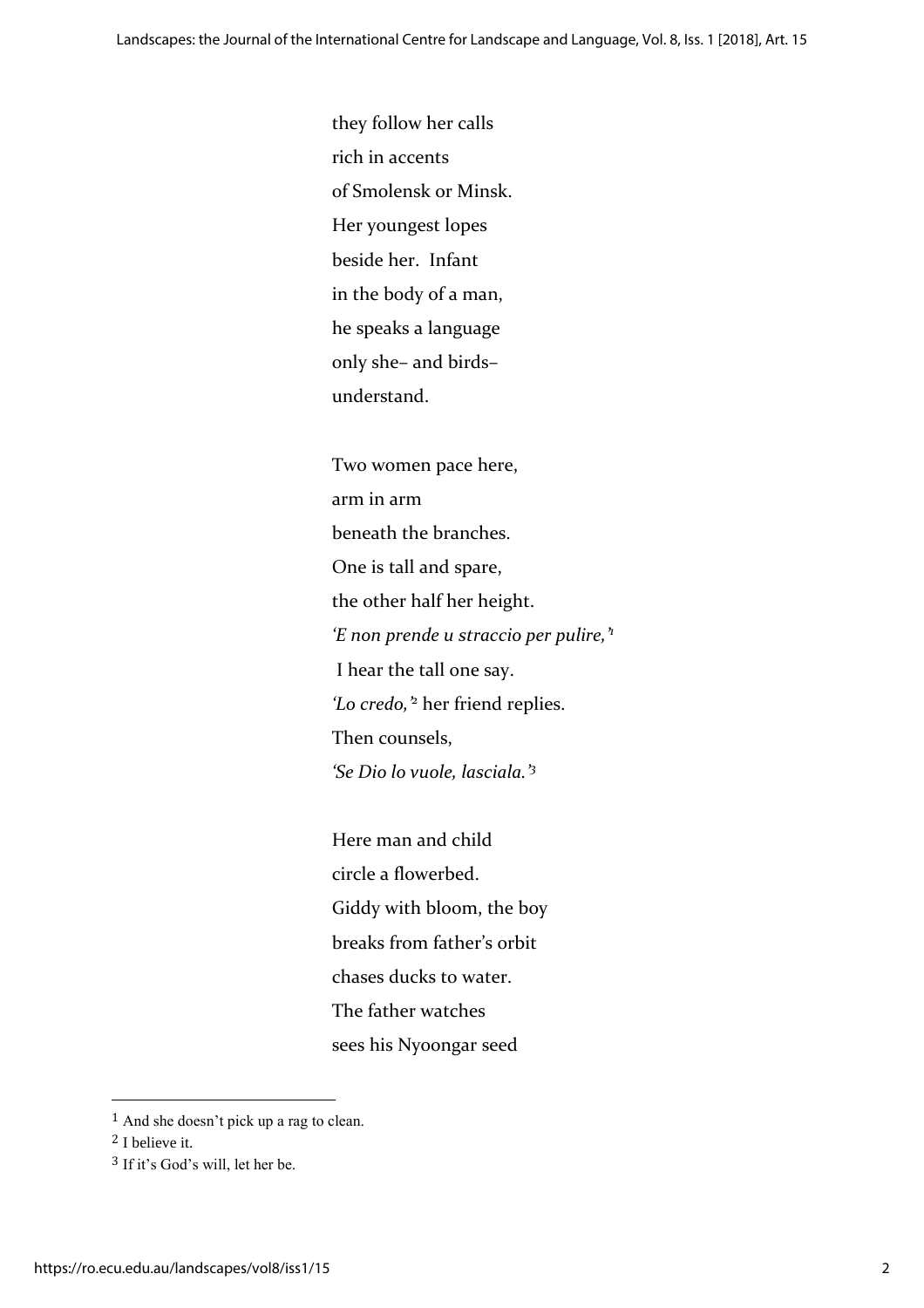they follow her calls  
rich in accents  
of Smolensk or Minsk.  
Her youngest lopes  
beside her.  Infant  
in the body of a man,  
he speaks a language  
only she– and birds–  
understand.

Two women pace here,  
arm in arm  
beneath the branches.  
One is tall and spare,  
the other half her height.  
*'E non prende u straccio per pulire,'*[1]  
I hear the tall one say.  
*'Lo credo,'*[2] her friend replies.  
Then counsels,  
*'Se Dio lo vuole, lasciala.'*[3]

Here man and child  
circle a flowerbed.  
Giddy with bloom, the boy  
breaks from father's orbit  
chases ducks to water.  
The father watches  
sees his Nyoongar seed

---

[1] And she doesn't pick up a rag to clean.

[2] I believe it.

[3] If it's God's will, let her be.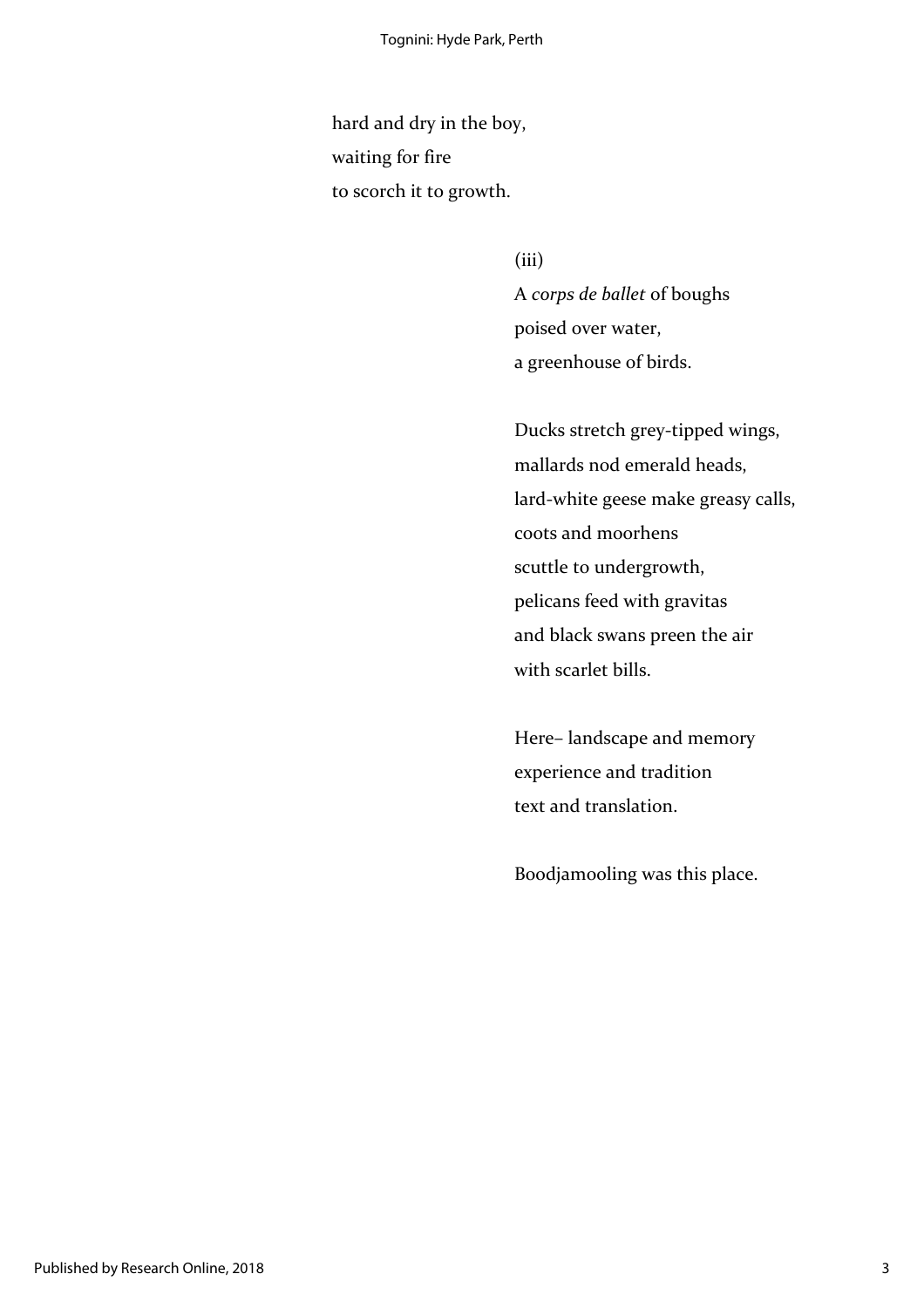hard and dry in the boy,  
waiting for fire  
to scorch it to growth.

(iii)

A *corps de ballet* of boughs  
poised over water,  
a greenhouse of birds.

Ducks stretch grey-tipped wings,  
mallards nod emerald heads,  
lard-white geese make greasy calls,  
coots and moorhens  
scuttle to undergrowth,  
pelicans feed with gravitas  
and black swans preen the air  
with scarlet bills.

Here– landscape and memory  
experience and tradition  
text and translation.

Boodjamooling was this place.